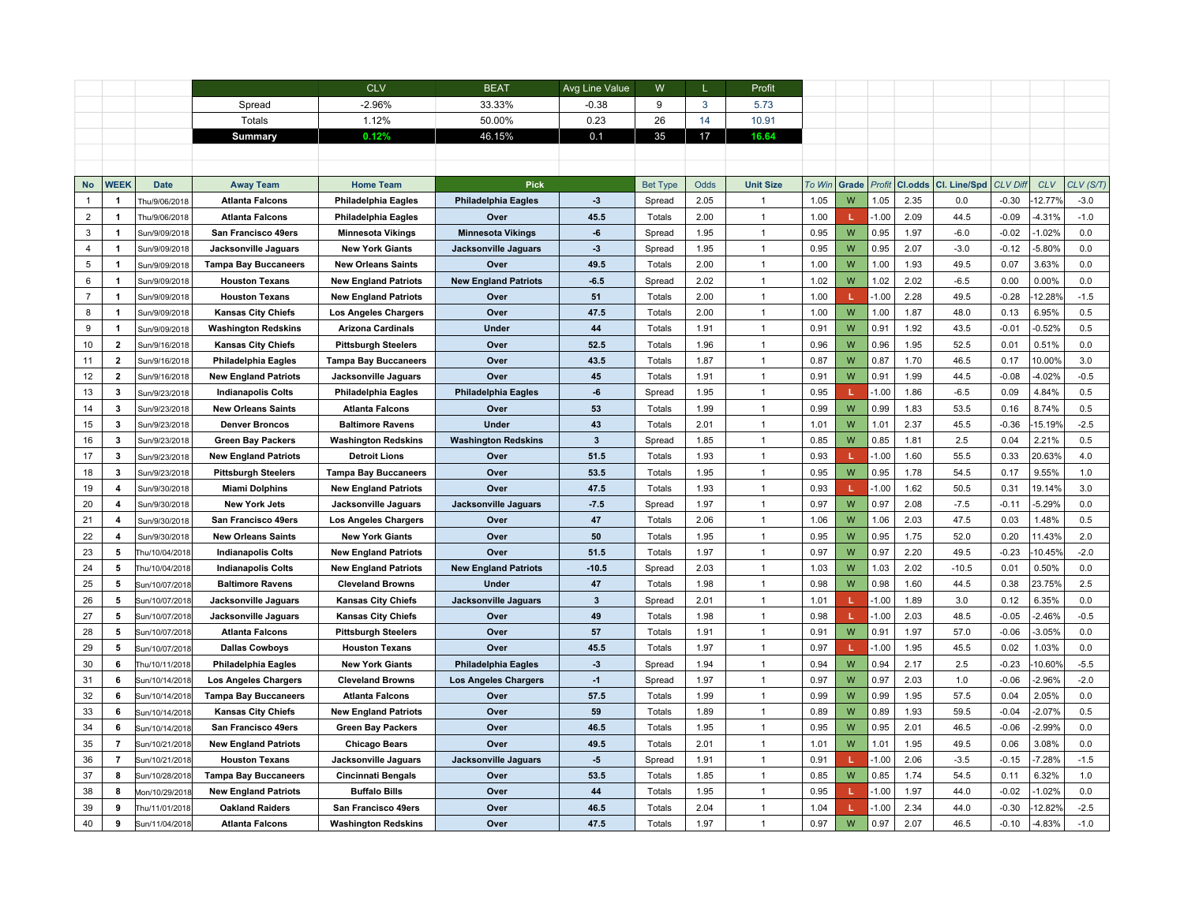| | CLV | BEAT | Avg Line Value | W | L | Profit |
|---|---|---|---|---|---|---|
| Spread | -2.96% | 33.33% | -0.38 | 9 | 3 | 5.73 |
| Totals | 1.12% | 50.00% | 0.23 | 26 | 14 | 10.91 |
| **Summary** | 0.12% | 46.15% | 0.1 | 35 | 17 | 16.64 |

| No | WEEK | Date | Away Team | Home Team | Pick | | Bet Type | Odds | Unit Size | To Win | Grade | Profit | Cl.odds | Cl. Line/Spd | CLV Diff | CLV | CLV (S/T) |
|---|---|---|---|---|---|---|---|---|---|---|---|---|---|---|---|---|---|
| 1 | 1 | Thu/9/06/2018 | Atlanta Falcons | Philadelphia Eagles | Philadelphia Eagles | -3 | Spread | 2.05 | 1 | 1.05 | W | 1.05 | 2.35 | 0.0 | -0.30 | -12.77% | -3.0 |
| 2 | 1 | Thu/9/06/2018 | Atlanta Falcons | Philadelphia Eagles | Over | 45.5 | Totals | 2.00 | 1 | 1.00 | L | -1.00 | 2.09 | 44.5 | -0.09 | -4.31% | -1.0 |
| 3 | 1 | Sun/9/09/2018 | San Francisco 49ers | Minnesota Vikings | Minnesota Vikings | -6 | Spread | 1.95 | 1 | 0.95 | W | 0.95 | 1.97 | -6.0 | -0.02 | -1.02% | 0.0 |
| 4 | 1 | Sun/9/09/2018 | Jacksonville Jaguars | New York Giants | Jacksonville Jaguars | -3 | Spread | 1.95 | 1 | 0.95 | W | 0.95 | 2.07 | -3.0 | -0.12 | -5.80% | 0.0 |
| 5 | 1 | Sun/9/09/2018 | Tampa Bay Buccaneers | New Orleans Saints | Over | 49.5 | Totals | 2.00 | 1 | 1.00 | W | 1.00 | 1.93 | 49.5 | 0.07 | 3.63% | 0.0 |
| 6 | 1 | Sun/9/09/2018 | Houston Texans | New England Patriots | New England Patriots | -6.5 | Spread | 2.02 | 1 | 1.02 | W | 1.02 | 2.02 | -6.5 | 0.00 | 0.00% | 0.0 |
| 7 | 1 | Sun/9/09/2018 | Houston Texans | New England Patriots | Over | 51 | Totals | 2.00 | 1 | 1.00 | L | -1.00 | 2.28 | 49.5 | -0.28 | -12.28% | -1.5 |
| 8 | 1 | Sun/9/09/2018 | Kansas City Chiefs | Los Angeles Chargers | Over | 47.5 | Totals | 2.00 | 1 | 1.00 | W | 1.00 | 1.87 | 48.0 | 0.13 | 6.95% | 0.5 |
| 9 | 1 | Sun/9/09/2018 | Washington Redskins | Arizona Cardinals | Under | 44 | Totals | 1.91 | 1 | 0.91 | W | 0.91 | 1.92 | 43.5 | -0.01 | -0.52% | 0.5 |
| 10 | 2 | Sun/9/16/2018 | Kansas City Chiefs | Pittsburgh Steelers | Over | 52.5 | Totals | 1.96 | 1 | 0.96 | W | 0.96 | 1.95 | 52.5 | 0.01 | 0.51% | 0.0 |
| 11 | 2 | Sun/9/16/2018 | Philadelphia Eagles | Tampa Bay Buccaneers | Over | 43.5 | Totals | 1.87 | 1 | 0.87 | W | 0.87 | 1.70 | 46.5 | 0.17 | 10.00% | 3.0 |
| 12 | 2 | Sun/9/16/2018 | New England Patriots | Jacksonville Jaguars | Over | 45 | Totals | 1.91 | 1 | 0.91 | W | 0.91 | 1.99 | 44.5 | -0.08 | -4.02% | -0.5 |
| 13 | 3 | Sun/9/23/2018 | Indianapolis Colts | Philadelphia Eagles | Philadelphia Eagles | -6 | Spread | 1.95 | 1 | 0.95 | L | -1.00 | 1.86 | -6.5 | 0.09 | 4.84% | 0.5 |
| 14 | 3 | Sun/9/23/2018 | New Orleans Saints | Atlanta Falcons | Over | 53 | Totals | 1.99 | 1 | 0.99 | W | 0.99 | 1.83 | 53.5 | 0.16 | 8.74% | 0.5 |
| 15 | 3 | Sun/9/23/2018 | Denver Broncos | Baltimore Ravens | Under | 43 | Totals | 2.01 | 1 | 1.01 | W | 1.01 | 2.37 | 45.5 | -0.36 | -15.19% | -2.5 |
| 16 | 3 | Sun/9/23/2018 | Green Bay Packers | Washington Redskins | Washington Redskins | 3 | Spread | 1.85 | 1 | 0.85 | W | 0.85 | 1.81 | 2.5 | 0.04 | 2.21% | 0.5 |
| 17 | 3 | Sun/9/23/2018 | New England Patriots | Detroit Lions | Over | 51.5 | Totals | 1.93 | 1 | 0.93 | L | -1.00 | 1.60 | 55.5 | 0.33 | 20.63% | 4.0 |
| 18 | 3 | Sun/9/23/2018 | Pittsburgh Steelers | Tampa Bay Buccaneers | Over | 53.5 | Totals | 1.95 | 1 | 0.95 | W | 0.95 | 1.78 | 54.5 | 0.17 | 9.55% | 1.0 |
| 19 | 4 | Sun/9/30/2018 | Miami Dolphins | New England Patriots | Over | 47.5 | Totals | 1.93 | 1 | 0.93 | L | -1.00 | 1.62 | 50.5 | 0.31 | 19.14% | 3.0 |
| 20 | 4 | Sun/9/30/2018 | New York Jets | Jacksonville Jaguars | Jacksonville Jaguars | -7.5 | Spread | 1.97 | 1 | 0.97 | W | 0.97 | 2.08 | -7.5 | -0.11 | -5.29% | 0.0 |
| 21 | 4 | Sun/9/30/2018 | San Francisco 49ers | Los Angeles Chargers | Over | 47 | Totals | 2.06 | 1 | 1.06 | W | 1.06 | 2.03 | 47.5 | 0.03 | 1.48% | 0.5 |
| 22 | 4 | Sun/9/30/2018 | New Orleans Saints | New York Giants | Over | 50 | Totals | 1.95 | 1 | 0.95 | W | 0.95 | 1.75 | 52.0 | 0.20 | 11.43% | 2.0 |
| 23 | 5 | Thu/10/04/2018 | Indianapolis Colts | New England Patriots | Over | 51.5 | Totals | 1.97 | 1 | 0.97 | W | 0.97 | 2.20 | 49.5 | -0.23 | -10.45% | -2.0 |
| 24 | 5 | Thu/10/04/2018 | Indianapolis Colts | New England Patriots | New England Patriots | -10.5 | Spread | 2.03 | 1 | 1.03 | W | 1.03 | 2.02 | -10.5 | 0.01 | 0.50% | 0.0 |
| 25 | 5 | Sun/10/07/2018 | Baltimore Ravens | Cleveland Browns | Under | 47 | Totals | 1.98 | 1 | 0.98 | W | 0.98 | 1.60 | 44.5 | 0.38 | 23.75% | 2.5 |
| 26 | 5 | Sun/10/07/2018 | Jacksonville Jaguars | Kansas City Chiefs | Jacksonville Jaguars | 3 | Spread | 2.01 | 1 | 1.01 | L | -1.00 | 1.89 | 3.0 | 0.12 | 6.35% | 0.0 |
| 27 | 5 | Sun/10/07/2018 | Jacksonville Jaguars | Kansas City Chiefs | Over | 49 | Totals | 1.98 | 1 | 0.98 | L | -1.00 | 2.03 | 48.5 | -0.05 | -2.46% | -0.5 |
| 28 | 5 | Sun/10/07/2018 | Atlanta Falcons | Pittsburgh Steelers | Over | 57 | Totals | 1.91 | 1 | 0.91 | W | 0.91 | 1.97 | 57.0 | -0.06 | -3.05% | 0.0 |
| 29 | 5 | Sun/10/07/2018 | Dallas Cowboys | Houston Texans | Over | 45.5 | Totals | 1.97 | 1 | 0.97 | L | -1.00 | 1.95 | 45.5 | 0.02 | 1.03% | 0.0 |
| 30 | 6 | Thu/10/11/2018 | Philadelphia Eagles | New York Giants | Philadelphia Eagles | -3 | Spread | 1.94 | 1 | 0.94 | W | 0.94 | 2.17 | 2.5 | -0.23 | -10.60% | -5.5 |
| 31 | 6 | Sun/10/14/2018 | Los Angeles Chargers | Cleveland Browns | Los Angeles Chargers | -1 | Spread | 1.97 | 1 | 0.97 | W | 0.97 | 2.03 | 1.0 | -0.06 | -2.96% | -2.0 |
| 32 | 6 | Sun/10/14/2018 | Tampa Bay Buccaneers | Atlanta Falcons | Over | 57.5 | Totals | 1.99 | 1 | 0.99 | W | 0.99 | 1.95 | 57.5 | 0.04 | 2.05% | 0.0 |
| 33 | 6 | Sun/10/14/2018 | Kansas City Chiefs | New England Patriots | Over | 59 | Totals | 1.89 | 1 | 0.89 | W | 0.89 | 1.93 | 59.5 | -0.04 | -2.07% | 0.5 |
| 34 | 6 | Sun/10/14/2018 | San Francisco 49ers | Green Bay Packers | Over | 46.5 | Totals | 1.95 | 1 | 0.95 | W | 0.95 | 2.01 | 46.5 | -0.06 | -2.99% | 0.0 |
| 35 | 7 | Sun/10/21/2018 | New England Patriots | Chicago Bears | Over | 49.5 | Totals | 2.01 | 1 | 1.01 | W | 1.01 | 1.95 | 49.5 | 0.06 | 3.08% | 0.0 |
| 36 | 7 | Sun/10/21/2018 | Houston Texans | Jacksonville Jaguars | Jacksonville Jaguars | -5 | Spread | 1.91 | 1 | 0.91 | L | -1.00 | 2.06 | -3.5 | -0.15 | -7.28% | -1.5 |
| 37 | 8 | Sun/10/28/2018 | Tampa Bay Buccaneers | Cincinnati Bengals | Over | 53.5 | Totals | 1.85 | 1 | 0.85 | W | 0.85 | 1.74 | 54.5 | 0.11 | 6.32% | 1.0 |
| 38 | 8 | Mon/10/29/2018 | New England Patriots | Buffalo Bills | Over | 44 | Totals | 1.95 | 1 | 0.95 | L | -1.00 | 1.97 | 44.0 | -0.02 | -1.02% | 0.0 |
| 39 | 9 | Thu/11/01/2018 | Oakland Raiders | San Francisco 49ers | Over | 46.5 | Totals | 2.04 | 1 | 1.04 | L | -1.00 | 2.34 | 44.0 | -0.30 | -12.82% | -2.5 |
| 40 | 9 | Sun/11/04/2018 | Atlanta Falcons | Washington Redskins | Over | 47.5 | Totals | 1.97 | 1 | 0.97 | W | 0.97 | 2.07 | 46.5 | -0.10 | -4.83% | -1.0 |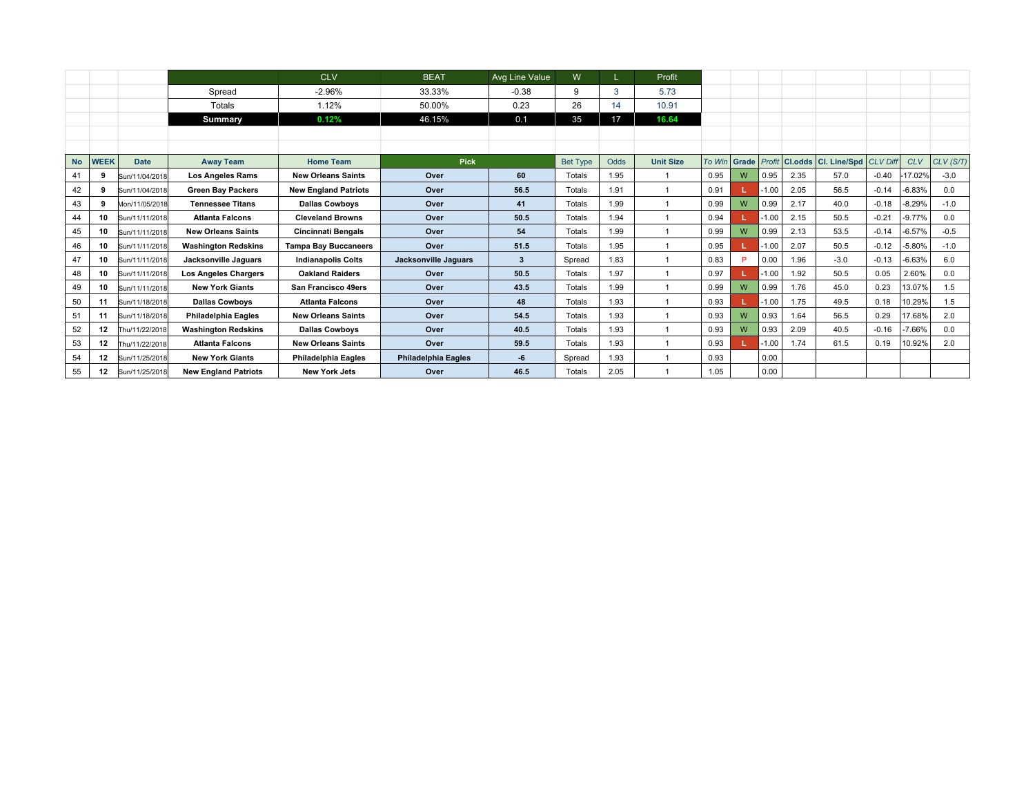| | CLV | BEAT | Avg Line Value | W | L | Profit |
|---|---|---|---|---|---|---|
| Spread | -2.96% | 33.33% | -0.38 | 9 | 3 | 5.73 |
| Totals | 1.12% | 50.00% | 0.23 | 26 | 14 | 10.91 |
| **Summary** | 0.12% | 46.15% | 0.1 | 35 | 17 | 16.64 |

| No | WEEK | Date | Away Team | Home Team | Pick | | Bet Type | Odds | Unit Size | To Win | Grade | Profit | Cl.odds | Cl. Line/Spd | CLV Diff | CLV | CLV (S/T) |
|---|---|---|---|---|---|---|---|---|---|---|---|---|---|---|---|---|---|
| 41 | 9 | Sun/11/04/2018 | Los Angeles Rams | New Orleans Saints | Over | 60 | Totals | 1.95 | 1 | 0.95 | W | 0.95 | 2.35 | 57.0 | -0.40 | -17.02% | -3.0 |
| 42 | 9 | Sun/11/04/2018 | Green Bay Packers | New England Patriots | Over | 56.5 | Totals | 1.91 | 1 | 0.91 | L | -1.00 | 2.05 | 56.5 | -0.14 | -6.83% | 0.0 |
| 43 | 9 | Mon/11/05/2018 | Tennessee Titans | Dallas Cowboys | Over | 41 | Totals | 1.99 | 1 | 0.99 | W | 0.99 | 2.17 | 40.0 | -0.18 | -8.29% | -1.0 |
| 44 | 10 | Sun/11/11/2018 | Atlanta Falcons | Cleveland Browns | Over | 50.5 | Totals | 1.94 | 1 | 0.94 | L | -1.00 | 2.15 | 50.5 | -0.21 | -9.77% | 0.0 |
| 45 | 10 | Sun/11/11/2018 | New Orleans Saints | Cincinnati Bengals | Over | 54 | Totals | 1.99 | 1 | 0.99 | W | 0.99 | 2.13 | 53.5 | -0.14 | -6.57% | -0.5 |
| 46 | 10 | Sun/11/11/2018 | Washington Redskins | Tampa Bay Buccaneers | Over | 51.5 | Totals | 1.95 | 1 | 0.95 | L | -1.00 | 2.07 | 50.5 | -0.12 | -5.80% | -1.0 |
| 47 | 10 | Sun/11/11/2018 | Jacksonville Jaguars | Indianapolis Colts | Jacksonville Jaguars | 3 | Spread | 1.83 | 1 | 0.83 | P | 0.00 | 1.96 | -3.0 | -0.13 | -6.63% | 6.0 |
| 48 | 10 | Sun/11/11/2018 | Los Angeles Chargers | Oakland Raiders | Over | 50.5 | Totals | 1.97 | 1 | 0.97 | L | -1.00 | 1.92 | 50.5 | 0.05 | 2.60% | 0.0 |
| 49 | 10 | Sun/11/11/2018 | New York Giants | San Francisco 49ers | Over | 43.5 | Totals | 1.99 | 1 | 0.99 | W | 0.99 | 1.76 | 45.0 | 0.23 | 13.07% | 1.5 |
| 50 | 11 | Sun/11/18/2018 | Dallas Cowboys | Atlanta Falcons | Over | 48 | Totals | 1.93 | 1 | 0.93 | L | -1.00 | 1.75 | 49.5 | 0.18 | 10.29% | 1.5 |
| 51 | 11 | Sun/11/18/2018 | Philadelphia Eagles | New Orleans Saints | Over | 54.5 | Totals | 1.93 | 1 | 0.93 | W | 0.93 | 1.64 | 56.5 | 0.29 | 17.68% | 2.0 |
| 52 | 12 | Thu/11/22/2018 | Washington Redskins | Dallas Cowboys | Over | 40.5 | Totals | 1.93 | 1 | 0.93 | W | 0.93 | 2.09 | 40.5 | -0.16 | -7.66% | 0.0 |
| 53 | 12 | Thu/11/22/2018 | Atlanta Falcons | New Orleans Saints | Over | 59.5 | Totals | 1.93 | 1 | 0.93 | L | -1.00 | 1.74 | 61.5 | 0.19 | 10.92% | 2.0 |
| 54 | 12 | Sun/11/25/2018 | New York Giants | Philadelphia Eagles | Philadelphia Eagles | -6 | Spread | 1.93 | 1 | 0.93 | | 0.00 | | | | | |
| 55 | 12 | Sun/11/25/2018 | New England Patriots | New York Jets | Over | 46.5 | Totals | 2.05 | 1 | 1.05 | | 0.00 | | | | | |